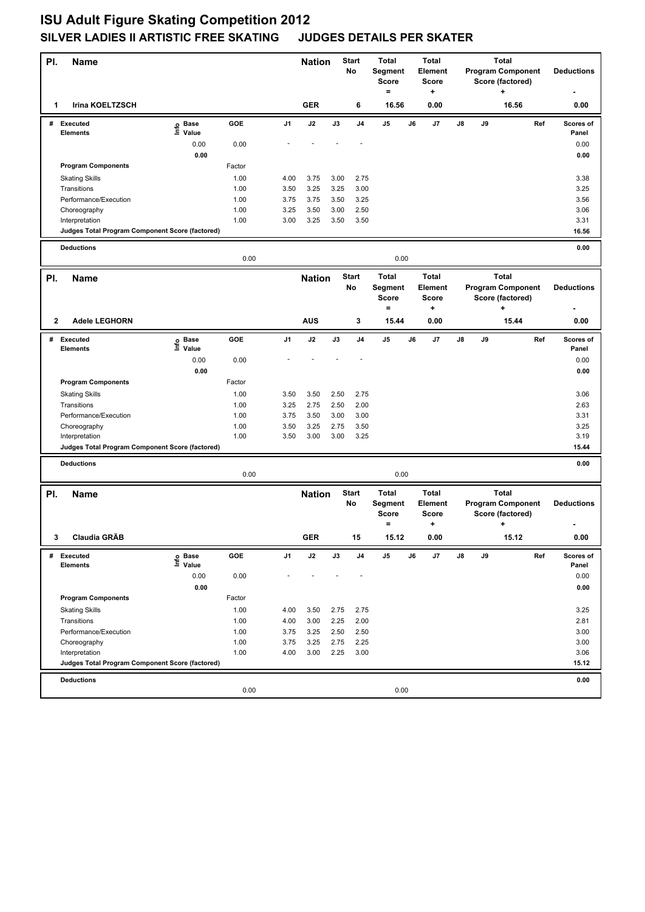# ISU Adult Figure Skating Competition 2012

## SILVER LADIES II ARTISTIC FREE SKATING JUDGES DETAILS PER SKATER

| Pl. | Name | Nation | Start No | Total Segment Score = | Total Element Score + | Total Program Component Score (factored) + | Deductions - |
|---|---|---|---|---|---|---|---|
| 1 | Irina KOELTZSCH | GER | 6 | 16.56 | 0.00 | 16.56 | 0.00 |

| # | Executed Elements | Info | Base Value | GOE | J1 | J2 | J3 | J4 | J5 | J6 | J7 | J8 | J9 | Ref | Scores of Panel |
|---|---|---|---|---|---|---|---|---|---|---|---|---|---|---|---|
| | | | 0.00 | 0.00 | - | - | - | - | | | | | | | 0.00 |
| | | | 0.00 | | | | | | | | | | | | 0.00 |
| | Program Components | | | Factor | | | | | | | | | | | |
| | Skating Skills | | | 1.00 | 4.00 | 3.75 | 3.00 | 2.75 | | | | | | | 3.38 |
| | Transitions | | | 1.00 | 3.50 | 3.25 | 3.25 | 3.00 | | | | | | | 3.25 |
| | Performance/Execution | | | 1.00 | 3.75 | 3.75 | 3.50 | 3.25 | | | | | | | 3.56 |
| | Choreography | | | 1.00 | 3.25 | 3.50 | 3.00 | 2.50 | | | | | | | 3.06 |
| | Interpretation | | | 1.00 | 3.00 | 3.25 | 3.50 | 3.50 | | | | | | | 3.31 |
| | Judges Total Program Component Score (factored) | | | | | | | | | | | | | | 16.56 |
| | Deductions | | | 0.00 | | | | | 0.00 | | | | | | 0.00 |

| Pl. | Name | Nation | Start No | Total Segment Score = | Total Element Score + | Total Program Component Score (factored) + | Deductions - |
|---|---|---|---|---|---|---|---|
| 2 | Adele LEGHORN | AUS | 3 | 15.44 | 0.00 | 15.44 | 0.00 |

| # | Executed Elements | Info | Base Value | GOE | J1 | J2 | J3 | J4 | J5 | J6 | J7 | J8 | J9 | Ref | Scores of Panel |
|---|---|---|---|---|---|---|---|---|---|---|---|---|---|---|---|
| | | | 0.00 | 0.00 | - | - | - | - | | | | | | | 0.00 |
| | | | 0.00 | | | | | | | | | | | | 0.00 |
| | Program Components | | | Factor | | | | | | | | | | | |
| | Skating Skills | | | 1.00 | 3.50 | 3.50 | 2.50 | 2.75 | | | | | | | 3.06 |
| | Transitions | | | 1.00 | 3.25 | 2.75 | 2.50 | 2.00 | | | | | | | 2.63 |
| | Performance/Execution | | | 1.00 | 3.75 | 3.50 | 3.00 | 3.00 | | | | | | | 3.31 |
| | Choreography | | | 1.00 | 3.50 | 3.25 | 2.75 | 3.50 | | | | | | | 3.25 |
| | Interpretation | | | 1.00 | 3.50 | 3.00 | 3.00 | 3.25 | | | | | | | 3.19 |
| | Judges Total Program Component Score (factored) | | | | | | | | | | | | | | 15.44 |
| | Deductions | | | 0.00 | | | | | 0.00 | | | | | | 0.00 |

| Pl. | Name | Nation | Start No | Total Segment Score = | Total Element Score + | Total Program Component Score (factored) + | Deductions - |
|---|---|---|---|---|---|---|---|
| 3 | Claudia GRÄB | GER | 15 | 15.12 | 0.00 | 15.12 | 0.00 |

| # | Executed Elements | Info | Base Value | GOE | J1 | J2 | J3 | J4 | J5 | J6 | J7 | J8 | J9 | Ref | Scores of Panel |
|---|---|---|---|---|---|---|---|---|---|---|---|---|---|---|---|
| | | | 0.00 | 0.00 | - | - | - | - | | | | | | | 0.00 |
| | | | 0.00 | | | | | | | | | | | | 0.00 |
| | Program Components | | | Factor | | | | | | | | | | | |
| | Skating Skills | | | 1.00 | 4.00 | 3.50 | 2.75 | 2.75 | | | | | | | 3.25 |
| | Transitions | | | 1.00 | 4.00 | 3.00 | 2.25 | 2.00 | | | | | | | 2.81 |
| | Performance/Execution | | | 1.00 | 3.75 | 3.25 | 2.50 | 2.50 | | | | | | | 3.00 |
| | Choreography | | | 1.00 | 3.75 | 3.25 | 2.75 | 2.25 | | | | | | | 3.00 |
| | Interpretation | | | 1.00 | 4.00 | 3.00 | 2.25 | 3.00 | | | | | | | 3.06 |
| | Judges Total Program Component Score (factored) | | | | | | | | | | | | | | 15.12 |
| | Deductions | | | 0.00 | | | | | 0.00 | | | | | | 0.00 |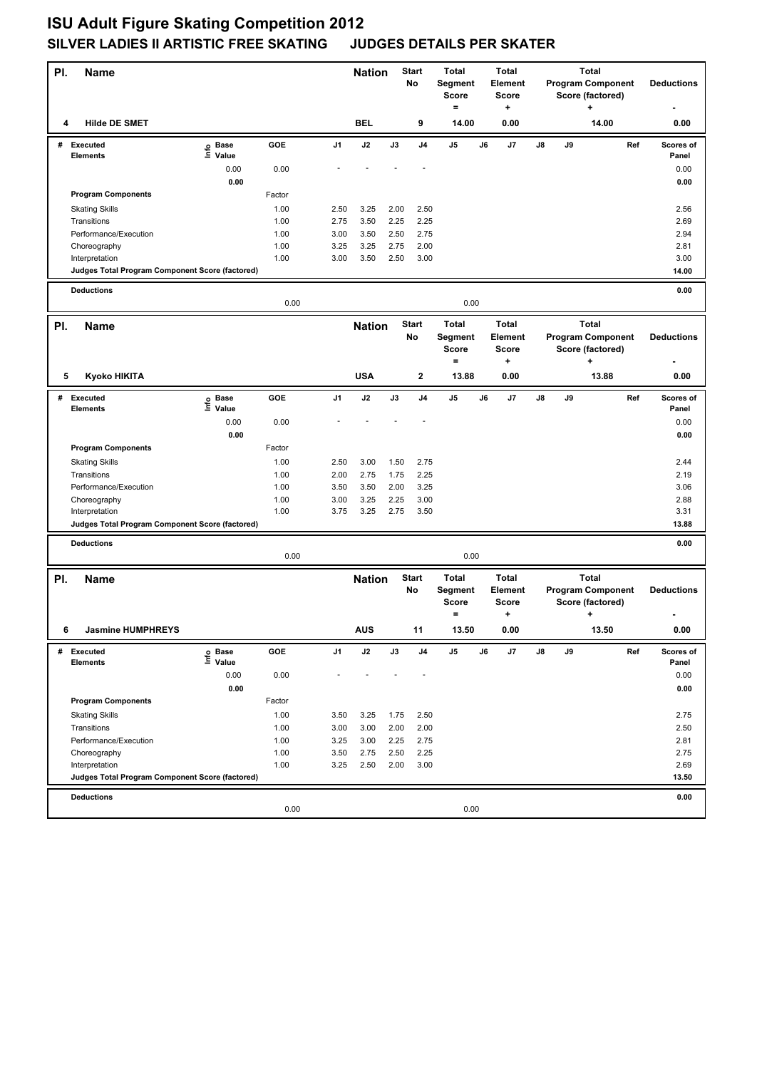# ISU Adult Figure Skating Competition 2012

## SILVER LADIES II ARTISTIC FREE SKATING JUDGES DETAILS PER SKATER

| Pl. | Name | Nation | Start No | Total Segment Score = | Total Element Score + | Total Program Component Score (factored) + | Deductions - |
|---|---|---|---|---|---|---|---|
| 4 | Hilde DE SMET | BEL | 9 | 14.00 | 0.00 | 14.00 | 0.00 |

| # | Executed Elements | Info | Base Value | GOE | J1 | J2 | J3 | J4 | J5 | J6 | J7 | J8 | J9 | Ref | Scores of Panel |
|---|---|---|---|---|---|---|---|---|---|---|---|---|---|---|---|
| | | | 0.00 | 0.00 | - | - | - | - | | | | | | | 0.00 |
| | | | 0.00 | | | | | | | | | | | | 0.00 |
| | Program Components | | | Factor | | | | | | | | | | | |
| | Skating Skills | | | 1.00 | 2.50 | 3.25 | 2.00 | 2.50 | | | | | | | 2.56 |
| | Transitions | | | 1.00 | 2.75 | 3.50 | 2.25 | 2.25 | | | | | | | 2.69 |
| | Performance/Execution | | | 1.00 | 3.00 | 3.50 | 2.50 | 2.75 | | | | | | | 2.94 |
| | Choreography | | | 1.00 | 3.25 | 3.25 | 2.75 | 2.00 | | | | | | | 2.81 |
| | Interpretation | | | 1.00 | 3.00 | 3.50 | 2.50 | 3.00 | | | | | | | 3.00 |
| | Judges Total Program Component Score (factored) | | | | | | | | | | | | | | 14.00 |
| | Deductions | | | | | | | | | | | | | | 0.00 |
| | | | | 0.00 | | | | | 0.00 | | | | | | |

| Pl. | Name | Nation | Start No | Total Segment Score = | Total Element Score + | Total Program Component Score (factored) + | Deductions - |
|---|---|---|---|---|---|---|---|
| 5 | Kyoko HIKITA | USA | 2 | 13.88 | 0.00 | 13.88 | 0.00 |

| # | Executed Elements | Info | Base Value | GOE | J1 | J2 | J3 | J4 | J5 | J6 | J7 | J8 | J9 | Ref | Scores of Panel |
|---|---|---|---|---|---|---|---|---|---|---|---|---|---|---|---|
| | | | 0.00 | 0.00 | - | - | - | - | | | | | | | 0.00 |
| | | | 0.00 | | | | | | | | | | | | 0.00 |
| | Program Components | | | Factor | | | | | | | | | | | |
| | Skating Skills | | | 1.00 | 2.50 | 3.00 | 1.50 | 2.75 | | | | | | | 2.44 |
| | Transitions | | | 1.00 | 2.00 | 2.75 | 1.75 | 2.25 | | | | | | | 2.19 |
| | Performance/Execution | | | 1.00 | 3.50 | 3.50 | 2.00 | 3.25 | | | | | | | 3.06 |
| | Choreography | | | 1.00 | 3.00 | 3.25 | 2.25 | 3.00 | | | | | | | 2.88 |
| | Interpretation | | | 1.00 | 3.75 | 3.25 | 2.75 | 3.50 | | | | | | | 3.31 |
| | Judges Total Program Component Score (factored) | | | | | | | | | | | | | | 13.88 |
| | Deductions | | | | | | | | | | | | | | 0.00 |
| | | | | 0.00 | | | | | 0.00 | | | | | | |

| Pl. | Name | Nation | Start No | Total Segment Score = | Total Element Score + | Total Program Component Score (factored) + | Deductions - |
|---|---|---|---|---|---|---|---|
| 6 | Jasmine HUMPHREYS | AUS | 11 | 13.50 | 0.00 | 13.50 | 0.00 |

| # | Executed Elements | Info | Base Value | GOE | J1 | J2 | J3 | J4 | J5 | J6 | J7 | J8 | J9 | Ref | Scores of Panel |
|---|---|---|---|---|---|---|---|---|---|---|---|---|---|---|---|
| | | | 0.00 | 0.00 | - | - | - | - | | | | | | | 0.00 |
| | | | 0.00 | | | | | | | | | | | | 0.00 |
| | Program Components | | | Factor | | | | | | | | | | | |
| | Skating Skills | | | 1.00 | 3.50 | 3.25 | 1.75 | 2.50 | | | | | | | 2.75 |
| | Transitions | | | 1.00 | 3.00 | 3.00 | 2.00 | 2.00 | | | | | | | 2.50 |
| | Performance/Execution | | | 1.00 | 3.25 | 3.00 | 2.25 | 2.75 | | | | | | | 2.81 |
| | Choreography | | | 1.00 | 3.50 | 2.75 | 2.50 | 2.25 | | | | | | | 2.75 |
| | Interpretation | | | 1.00 | 3.25 | 2.50 | 2.00 | 3.00 | | | | | | | 2.69 |
| | Judges Total Program Component Score (factored) | | | | | | | | | | | | | | 13.50 |
| | Deductions | | | | | | | | | | | | | | 0.00 |
| | | | | 0.00 | | | | | 0.00 | | | | | | |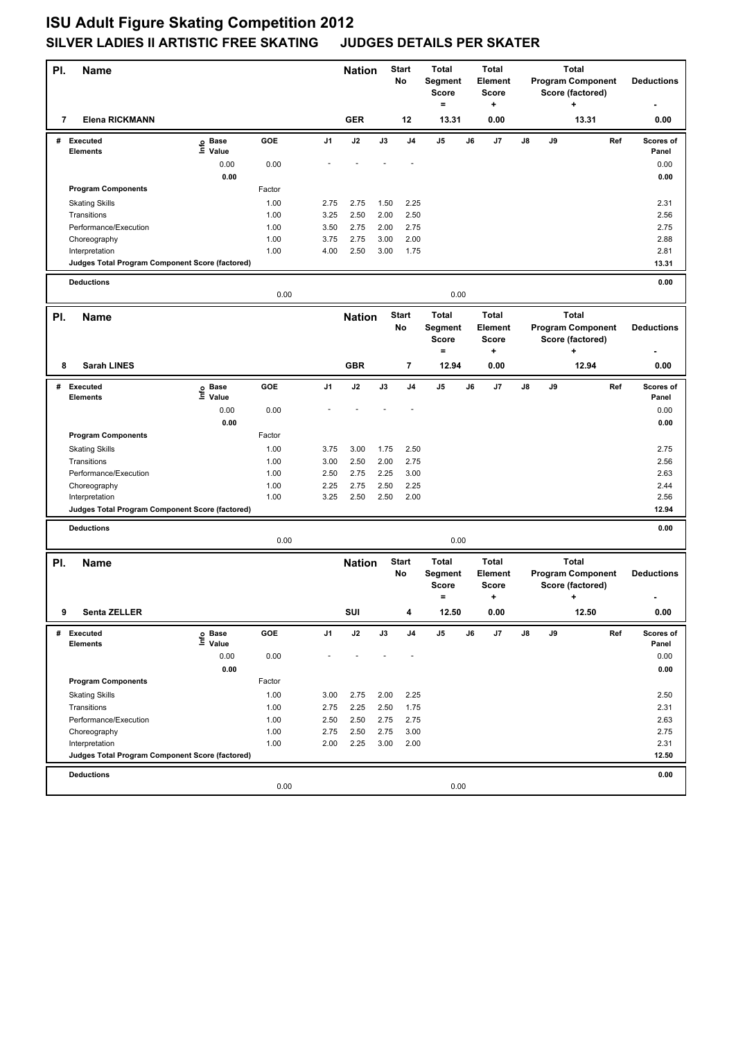# ISU Adult Figure Skating Competition 2012

## SILVER LADIES II ARTISTIC FREE SKATING JUDGES DETAILS PER SKATER

| Pl. | Name | Nation | Start No | Total Segment Score = | Total Element Score + | Total Program Component Score (factored) + | Deductions - |
|---|---|---|---|---|---|---|---|
| 7 | Elena RICKMANN | GER | 12 | 13.31 | 0.00 | 13.31 | 0.00 |

| # | Executed Elements | Info | Base Value | GOE | J1 | J2 | J3 | J4 | J5 | J6 | J7 | J8 | J9 | Ref | Scores of Panel |
|---|---|---|---|---|---|---|---|---|---|---|---|---|---|---|---|
| | | | 0.00 | 0.00 | - | - | - | - | | | | | | | 0.00 |
| | | | 0.00 | | | | | | | | | | | | 0.00 |
| | **Program Components** | | | Factor | | | | | | | | | | | |
| | Skating Skills | | | 1.00 | 2.75 | 2.75 | 1.50 | 2.25 | | | | | | | 2.31 |
| | Transitions | | | 1.00 | 3.25 | 2.50 | 2.00 | 2.50 | | | | | | | 2.56 |
| | Performance/Execution | | | 1.00 | 3.50 | 2.75 | 2.00 | 2.75 | | | | | | | 2.75 |
| | Choreography | | | 1.00 | 3.75 | 2.75 | 3.00 | 2.00 | | | | | | | 2.88 |
| | Interpretation | | | 1.00 | 4.00 | 2.50 | 3.00 | 1.75 | | | | | | | 2.81 |
| | **Judges Total Program Component Score (factored)** | | | | | | | | | | | | | | 13.31 |
| | **Deductions** | | | 0.00 | | | | | 0.00 | | | | | | 0.00 |

| Pl. | Name | Nation | Start No | Total Segment Score = | Total Element Score + | Total Program Component Score (factored) + | Deductions - |
|---|---|---|---|---|---|---|---|
| 8 | Sarah LINES | GBR | 7 | 12.94 | 0.00 | 12.94 | 0.00 |

| # | Executed Elements | Info | Base Value | GOE | J1 | J2 | J3 | J4 | J5 | J6 | J7 | J8 | J9 | Ref | Scores of Panel |
|---|---|---|---|---|---|---|---|---|---|---|---|---|---|---|---|
| | | | 0.00 | 0.00 | - | - | - | - | | | | | | | 0.00 |
| | | | 0.00 | | | | | | | | | | | | 0.00 |
| | **Program Components** | | | Factor | | | | | | | | | | | |
| | Skating Skills | | | 1.00 | 3.75 | 3.00 | 1.75 | 2.50 | | | | | | | 2.75 |
| | Transitions | | | 1.00 | 3.00 | 2.50 | 2.00 | 2.75 | | | | | | | 2.56 |
| | Performance/Execution | | | 1.00 | 2.50 | 2.75 | 2.25 | 3.00 | | | | | | | 2.63 |
| | Choreography | | | 1.00 | 2.25 | 2.75 | 2.50 | 2.25 | | | | | | | 2.44 |
| | Interpretation | | | 1.00 | 3.25 | 2.50 | 2.50 | 2.00 | | | | | | | 2.56 |
| | **Judges Total Program Component Score (factored)** | | | | | | | | | | | | | | 12.94 |
| | **Deductions** | | | 0.00 | | | | | 0.00 | | | | | | 0.00 |

| Pl. | Name | Nation | Start No | Total Segment Score = | Total Element Score + | Total Program Component Score (factored) + | Deductions - |
|---|---|---|---|---|---|---|---|
| 9 | Senta ZELLER | SUI | 4 | 12.50 | 0.00 | 12.50 | 0.00 |

| # | Executed Elements | Info | Base Value | GOE | J1 | J2 | J3 | J4 | J5 | J6 | J7 | J8 | J9 | Ref | Scores of Panel |
|---|---|---|---|---|---|---|---|---|---|---|---|---|---|---|---|
| | | | 0.00 | 0.00 | - | - | - | - | | | | | | | 0.00 |
| | | | 0.00 | | | | | | | | | | | | 0.00 |
| | **Program Components** | | | Factor | | | | | | | | | | | |
| | Skating Skills | | | 1.00 | 3.00 | 2.75 | 2.00 | 2.25 | | | | | | | 2.50 |
| | Transitions | | | 1.00 | 2.75 | 2.25 | 2.50 | 1.75 | | | | | | | 2.31 |
| | Performance/Execution | | | 1.00 | 2.50 | 2.50 | 2.75 | 2.75 | | | | | | | 2.63 |
| | Choreography | | | 1.00 | 2.75 | 2.50 | 2.75 | 3.00 | | | | | | | 2.75 |
| | Interpretation | | | 1.00 | 2.00 | 2.25 | 3.00 | 2.00 | | | | | | | 2.31 |
| | **Judges Total Program Component Score (factored)** | | | | | | | | | | | | | | 12.50 |
| | **Deductions** | | | 0.00 | | | | | 0.00 | | | | | | 0.00 |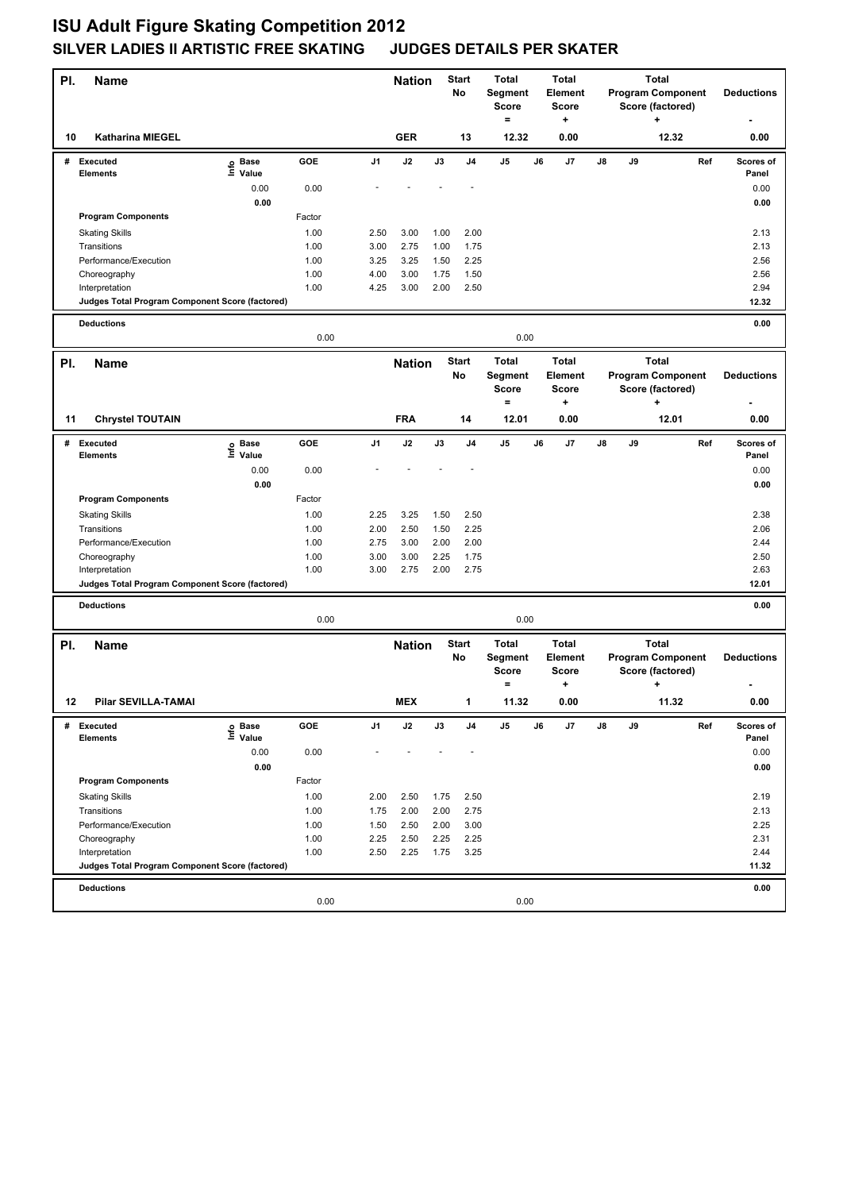# ISU Adult Figure Skating Competition 2012

## SILVER LADIES II ARTISTIC FREE SKATING JUDGES DETAILS PER SKATER

| Pl. | Name | Nation | Start No | Total Segment Score = | Total Element Score + | Total Program Component Score (factored) + | Deductions - |
|---|---|---|---|---|---|---|---|
| 10 | Katharina MIEGEL | GER | 13 | 12.32 | 0.00 | 12.32 | 0.00 |

| # | Executed Elements | Info | Base Value | GOE | J1 | J2 | J3 | J4 | J5 | J6 | J7 | J8 | J9 | Ref | Scores of Panel |
|---|---|---|---|---|---|---|---|---|---|---|---|---|---|---|---|
| | | | 0.00 | 0.00 | - | - | - | - | | | | | | | 0.00 |
| | | | 0.00 | | | | | | | | | | | | 0.00 |
| | **Program Components** | | | Factor | | | | | | | | | | | |
| | Skating Skills | | | 1.00 | 2.50 | 3.00 | 1.00 | 2.00 | | | | | | | 2.13 |
| | Transitions | | | 1.00 | 3.00 | 2.75 | 1.00 | 1.75 | | | | | | | 2.13 |
| | Performance/Execution | | | 1.00 | 3.25 | 3.25 | 1.50 | 2.25 | | | | | | | 2.56 |
| | Choreography | | | 1.00 | 4.00 | 3.00 | 1.75 | 1.50 | | | | | | | 2.56 |
| | Interpretation | | | 1.00 | 4.25 | 3.00 | 2.00 | 2.50 | | | | | | | 2.94 |
| | **Judges Total Program Component Score (factored)** | | | | | | | | | | | | | | **12.32** |
| | **Deductions** | | | 0.00 | | | | | 0.00 | | | | | | **0.00** |

| Pl. | Name | Nation | Start No | Total Segment Score = | Total Element Score + | Total Program Component Score (factored) + | Deductions - |
|---|---|---|---|---|---|---|---|
| 11 | Chrystel TOUTAIN | FRA | 14 | 12.01 | 0.00 | 12.01 | 0.00 |

| # | Executed Elements | Info | Base Value | GOE | J1 | J2 | J3 | J4 | J5 | J6 | J7 | J8 | J9 | Ref | Scores of Panel |
|---|---|---|---|---|---|---|---|---|---|---|---|---|---|---|---|
| | | | 0.00 | 0.00 | - | - | - | - | | | | | | | 0.00 |
| | | | 0.00 | | | | | | | | | | | | 0.00 |
| | **Program Components** | | | Factor | | | | | | | | | | | |
| | Skating Skills | | | 1.00 | 2.25 | 3.25 | 1.50 | 2.50 | | | | | | | 2.38 |
| | Transitions | | | 1.00 | 2.00 | 2.50 | 1.50 | 2.25 | | | | | | | 2.06 |
| | Performance/Execution | | | 1.00 | 2.75 | 3.00 | 2.00 | 2.00 | | | | | | | 2.44 |
| | Choreography | | | 1.00 | 3.00 | 3.00 | 2.25 | 1.75 | | | | | | | 2.50 |
| | Interpretation | | | 1.00 | 3.00 | 2.75 | 2.00 | 2.75 | | | | | | | 2.63 |
| | **Judges Total Program Component Score (factored)** | | | | | | | | | | | | | | **12.01** |
| | **Deductions** | | | 0.00 | | | | | 0.00 | | | | | | **0.00** |

| Pl. | Name | Nation | Start No | Total Segment Score = | Total Element Score + | Total Program Component Score (factored) + | Deductions - |
|---|---|---|---|---|---|---|---|
| 12 | Pilar SEVILLA-TAMAI | MEX | 1 | 11.32 | 0.00 | 11.32 | 0.00 |

| # | Executed Elements | Info | Base Value | GOE | J1 | J2 | J3 | J4 | J5 | J6 | J7 | J8 | J9 | Ref | Scores of Panel |
|---|---|---|---|---|---|---|---|---|---|---|---|---|---|---|---|
| | | | 0.00 | 0.00 | - | - | - | - | | | | | | | 0.00 |
| | | | 0.00 | | | | | | | | | | | | 0.00 |
| | **Program Components** | | | Factor | | | | | | | | | | | |
| | Skating Skills | | | 1.00 | 2.00 | 2.50 | 1.75 | 2.50 | | | | | | | 2.19 |
| | Transitions | | | 1.00 | 1.75 | 2.00 | 2.00 | 2.75 | | | | | | | 2.13 |
| | Performance/Execution | | | 1.00 | 1.50 | 2.50 | 2.00 | 3.00 | | | | | | | 2.25 |
| | Choreography | | | 1.00 | 2.25 | 2.50 | 2.25 | 2.25 | | | | | | | 2.31 |
| | Interpretation | | | 1.00 | 2.50 | 2.25 | 1.75 | 3.25 | | | | | | | 2.44 |
| | **Judges Total Program Component Score (factored)** | | | | | | | | | | | | | | **11.32** |
| | **Deductions** | | | 0.00 | | | | | 0.00 | | | | | | **0.00** |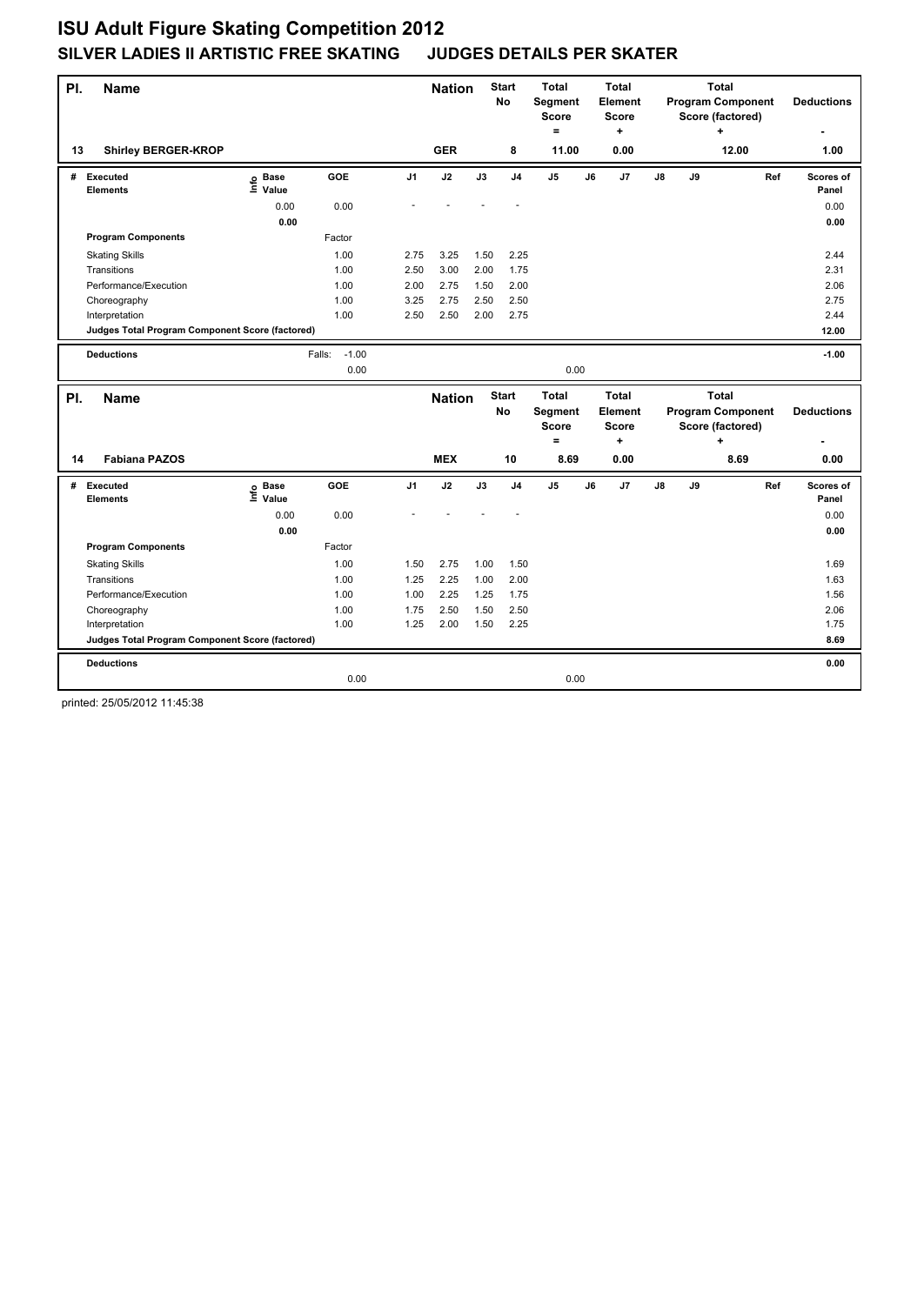# ISU Adult Figure Skating Competition 2012

## SILVER LADIES II ARTISTIC FREE SKATING JUDGES DETAILS PER SKATER

| Pl. | Name | Nation | Start No | Total Segment Score = | Total Element Score + | Total Program Component Score (factored) + | Deductions - |
|---|---|---|---|---|---|---|---|
| 13 | Shirley BERGER-KROP | GER | 8 | 11.00 | 0.00 | 12.00 | 1.00 |

| # | Executed Elements | Info | Base Value | GOE | J1 | J2 | J3 | J4 | J5 | J6 | J7 | J8 | J9 | Ref | Scores of Panel |
|---|---|---|---|---|---|---|---|---|---|---|---|---|---|---|---|
| | | | 0.00 | 0.00 | - | - | - | - | | | | | | | 0.00 |
| | | | 0.00 | | | | | | | | | | | | 0.00 |
| | **Program Components** | | | Factor | | | | | | | | | | | |
| | Skating Skills | | | 1.00 | 2.75 | 3.25 | 1.50 | 2.25 | | | | | | | 2.44 |
| | Transitions | | | 1.00 | 2.50 | 3.00 | 2.00 | 1.75 | | | | | | | 2.31 |
| | Performance/Execution | | | 1.00 | 2.00 | 2.75 | 1.50 | 2.00 | | | | | | | 2.06 |
| | Choreography | | | 1.00 | 3.25 | 2.75 | 2.50 | 2.50 | | | | | | | 2.75 |
| | Interpretation | | | 1.00 | 2.50 | 2.50 | 2.00 | 2.75 | | | | | | | 2.44 |
| | **Judges Total Program Component Score (factored)** | | | | | | | | | | | | | | 12.00 |
| | **Deductions** | | Falls: | -1.00 | | | | | | | | | | | -1.00 |
| | | | | 0.00 | | | | | 0.00 | | | | | | |

| Pl. | Name | Nation | Start No | Total Segment Score = | Total Element Score + | Total Program Component Score (factored) + | Deductions - |
|---|---|---|---|---|---|---|---|
| 14 | Fabiana PAZOS | MEX | 10 | 8.69 | 0.00 | 8.69 | 0.00 |

| # | Executed Elements | Info | Base Value | GOE | J1 | J2 | J3 | J4 | J5 | J6 | J7 | J8 | J9 | Ref | Scores of Panel |
|---|---|---|---|---|---|---|---|---|---|---|---|---|---|---|---|
| | | | 0.00 | 0.00 | - | - | - | - | | | | | | | 0.00 |
| | | | 0.00 | | | | | | | | | | | | 0.00 |
| | **Program Components** | | | Factor | | | | | | | | | | | |
| | Skating Skills | | | 1.00 | 1.50 | 2.75 | 1.00 | 1.50 | | | | | | | 1.69 |
| | Transitions | | | 1.00 | 1.25 | 2.25 | 1.00 | 2.00 | | | | | | | 1.63 |
| | Performance/Execution | | | 1.00 | 1.00 | 2.25 | 1.25 | 1.75 | | | | | | | 1.56 |
| | Choreography | | | 1.00 | 1.75 | 2.50 | 1.50 | 2.50 | | | | | | | 2.06 |
| | Interpretation | | | 1.00 | 1.25 | 2.00 | 1.50 | 2.25 | | | | | | | 1.75 |
| | **Judges Total Program Component Score (factored)** | | | | | | | | | | | | | | 8.69 |
| | **Deductions** | | | | | | | | | | | | | | 0.00 |
| | | | | 0.00 | | | | | 0.00 | | | | | | |

printed: 25/05/2012 11:45:38